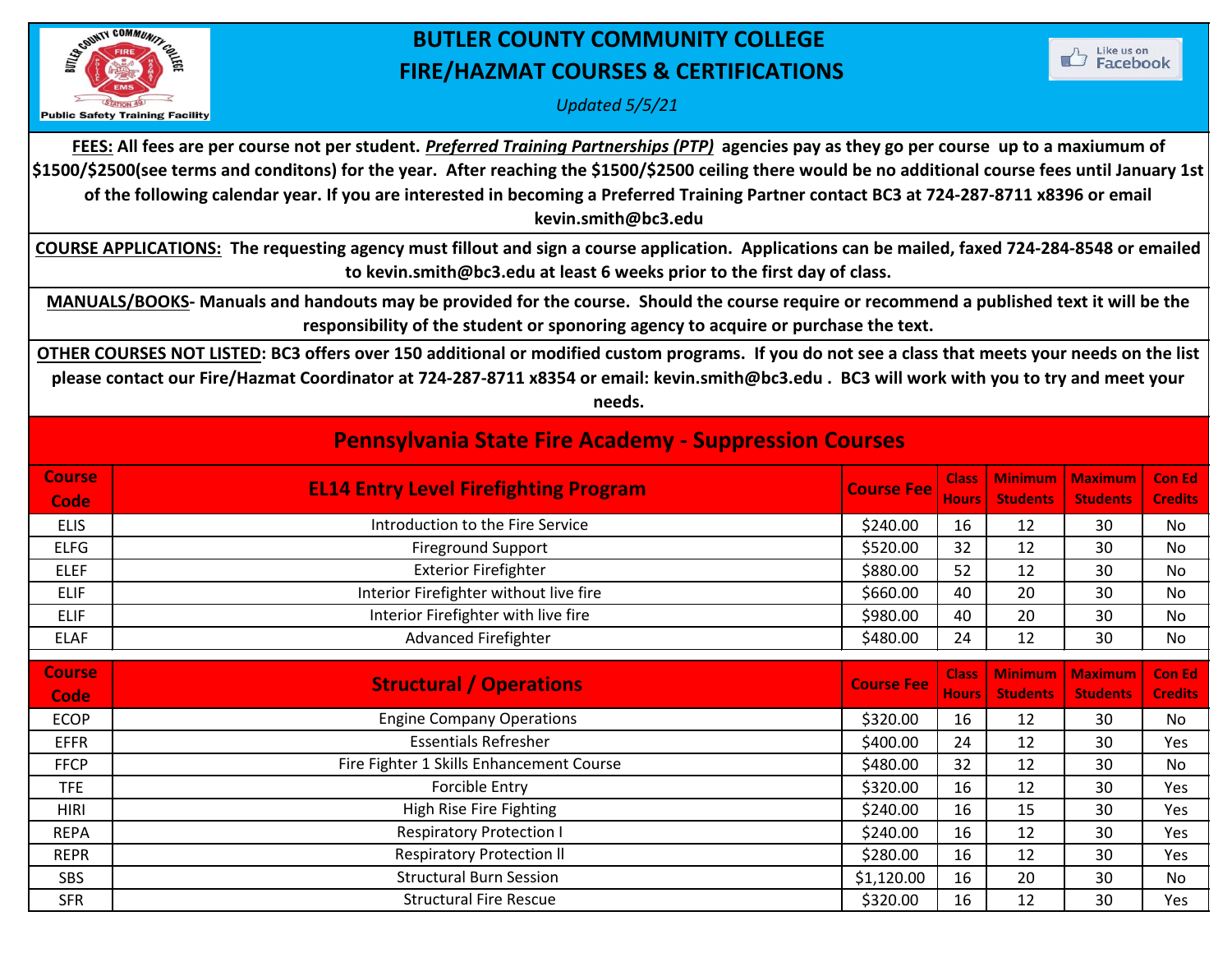# BUTLER COUNTY COMMUNITY COLLEGE
# FIRE/HAZMAT COURSES & CERTIFICATIONS

*Updated 5/5/21*

**FEES: All fees are per course not per student. *Preferred Training Partnerships (PTP)* agencies pay as they go per course up to a maxiumum of $1500/$2500(see terms and conditons) for the year. After reaching the $1500/$2500 ceiling there would be no additional course fees until January 1st of the following calendar year. If you are interested in becoming a Preferred Training Partner contact BC3 at 724-287-8711 x8396 or email kevin.smith@bc3.edu**

**COURSE APPLICATIONS: The requesting agency must fillout and sign a course application. Applications can be mailed, faxed 724-284-8548 or emailed to kevin.smith@bc3.edu at least 6 weeks prior to the first day of class.**

**MANUALS/BOOKS- Manuals and handouts may be provided for the course. Should the course require or recommend a published text it will be the responsibility of the student or sponoring agency to acquire or purchase the text.**

**OTHER COURSES NOT LISTED: BC3 offers over 150 additional or modified custom programs. If you do not see a class that meets your needs on the list please contact our Fire/Hazmat Coordinator at 724-287-8711 x8354 or email: kevin.smith@bc3.edu . BC3 will work with you to try and meet your needs.**

## Pennsylvania State Fire Academy - Suppression Courses

| Course Code | EL14 Entry Level Firefighting Program | Course Fee | Class Hours | Minimum Students | Maximum Students | Con Ed Credits |
|---|---|---|---|---|---|---|
| ELIS | Introduction to the Fire Service | $240.00 | 16 | 12 | 30 | No |
| ELFG | Fireground Support | $520.00 | 32 | 12 | 30 | No |
| ELEF | Exterior Firefighter | $880.00 | 52 | 12 | 30 | No |
| ELIF | Interior Firefighter without live fire | $660.00 | 40 | 20 | 30 | No |
| ELIF | Interior Firefighter with live fire | $980.00 | 40 | 20 | 30 | No |
| ELAF | Advanced Firefighter | $480.00 | 24 | 12 | 30 | No |

| Course Code | Structural / Operations | Course Fee | Class Hours | Minimum Students | Maximum Students | Con Ed Credits |
|---|---|---|---|---|---|---|
| ECOP | Engine Company Operations | $320.00 | 16 | 12 | 30 | No |
| EFFR | Essentials Refresher | $400.00 | 24 | 12 | 30 | Yes |
| FFCP | Fire Fighter 1 Skills Enhancement Course | $480.00 | 32 | 12 | 30 | No |
| TFE | Forcible Entry | $320.00 | 16 | 12 | 30 | Yes |
| HIRI | High Rise Fire Fighting | $240.00 | 16 | 15 | 30 | Yes |
| REPA | Respiratory Protection I | $240.00 | 16 | 12 | 30 | Yes |
| REPR | Respiratory Protection ll | $280.00 | 16 | 12 | 30 | Yes |
| SBS | Structural Burn Session | $1,120.00 | 16 | 20 | 30 | No |
| SFR | Structural Fire Rescue | $320.00 | 16 | 12 | 30 | Yes |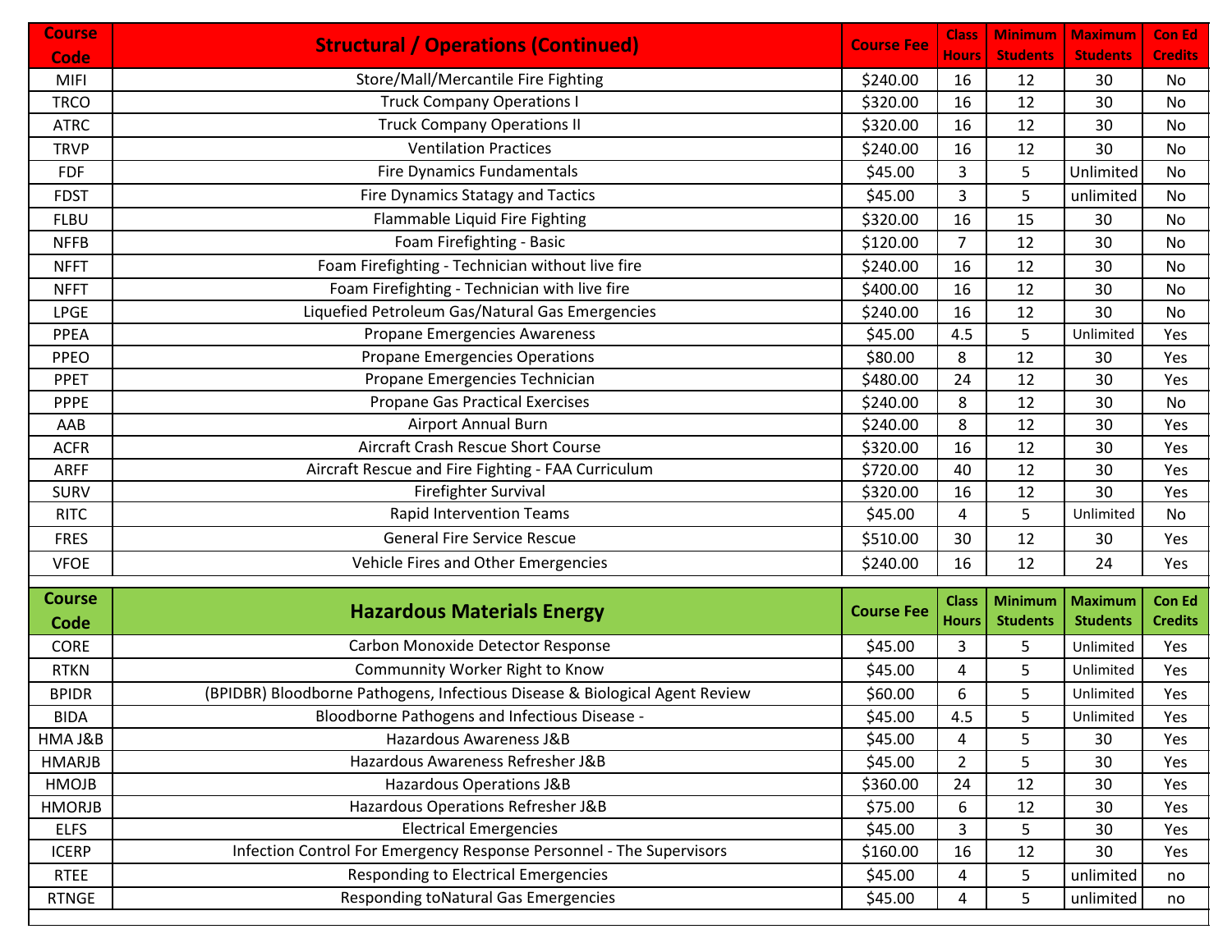| Course Code | Structural / Operations (Continued) | Course Fee | Class Hours | Minimum Students | Maximum Students | Con Ed Credits |
|---|---|---|---|---|---|---|
| MIFI | Store/Mall/Mercantile Fire Fighting | $240.00 | 16 | 12 | 30 | No |
| TRCO | Truck Company Operations I | $320.00 | 16 | 12 | 30 | No |
| ATRC | Truck Company Operations II | $320.00 | 16 | 12 | 30 | No |
| TRVP | Ventilation Practices | $240.00 | 16 | 12 | 30 | No |
| FDF | Fire Dynamics Fundamentals | $45.00 | 3 | 5 | Unlimited | No |
| FDST | Fire Dynamics Statagy and Tactics | $45.00 | 3 | 5 | unlimited | No |
| FLBU | Flammable Liquid Fire Fighting | $320.00 | 16 | 15 | 30 | No |
| NFFB | Foam Firefighting - Basic | $120.00 | 7 | 12 | 30 | No |
| NFFT | Foam Firefighting - Technician without live fire | $240.00 | 16 | 12 | 30 | No |
| NFFT | Foam Firefighting - Technician with live fire | $400.00 | 16 | 12 | 30 | No |
| LPGE | Liquefied Petroleum Gas/Natural Gas Emergencies | $240.00 | 16 | 12 | 30 | No |
| PPEA | Propane Emergencies Awareness | $45.00 | 4.5 | 5 | Unlimited | Yes |
| PPEO | Propane Emergencies Operations | $80.00 | 8 | 12 | 30 | Yes |
| PPET | Propane Emergencies Technician | $480.00 | 24 | 12 | 30 | Yes |
| PPPE | Propane Gas Practical Exercises | $240.00 | 8 | 12 | 30 | No |
| AAB | Airport Annual Burn | $240.00 | 8 | 12 | 30 | Yes |
| ACFR | Aircraft Crash Rescue Short Course | $320.00 | 16 | 12 | 30 | Yes |
| ARFF | Aircraft Rescue and Fire Fighting - FAA Curriculum | $720.00 | 40 | 12 | 30 | Yes |
| SURV | Firefighter Survival | $320.00 | 16 | 12 | 30 | Yes |
| RITC | Rapid Intervention Teams | $45.00 | 4 | 5 | Unlimited | No |
| FRES | General Fire Service Rescue | $510.00 | 30 | 12 | 30 | Yes |
| VFOE | Vehicle Fires and Other Emergencies | $240.00 | 16 | 12 | 24 | Yes |

| Course Code | Hazardous Materials Energy | Course Fee | Class Hours | Minimum Students | Maximum Students | Con Ed Credits |
|---|---|---|---|---|---|---|
| CORE | Carbon Monoxide Detector Response | $45.00 | 3 | 5 | Unlimited | Yes |
| RTKN | Communnity Worker Right to Know | $45.00 | 4 | 5 | Unlimited | Yes |
| BPIDR | (BPIDBR) Bloodborne Pathogens, Infectious Disease & Biological Agent Review | $60.00 | 6 | 5 | Unlimited | Yes |
| BIDA | Bloodborne Pathogens and Infectious Disease - | $45.00 | 4.5 | 5 | Unlimited | Yes |
| HMA J&B | Hazardous Awareness J&B | $45.00 | 4 | 5 | 30 | Yes |
| HMARJB | Hazardous Awareness Refresher J&B | $45.00 | 2 | 5 | 30 | Yes |
| HMOJB | Hazardous Operations J&B | $360.00 | 24 | 12 | 30 | Yes |
| HMORJB | Hazardous Operations Refresher J&B | $75.00 | 6 | 12 | 30 | Yes |
| ELFS | Electrical Emergencies | $45.00 | 3 | 5 | 30 | Yes |
| ICERP | Infection Control For Emergency Response Personnel - The Supervisors | $160.00 | 16 | 12 | 30 | Yes |
| RTEE | Responding to Electrical Emergencies | $45.00 | 4 | 5 | unlimited | no |
| RTNGE | Responding toNatural Gas Emergencies | $45.00 | 4 | 5 | unlimited | no |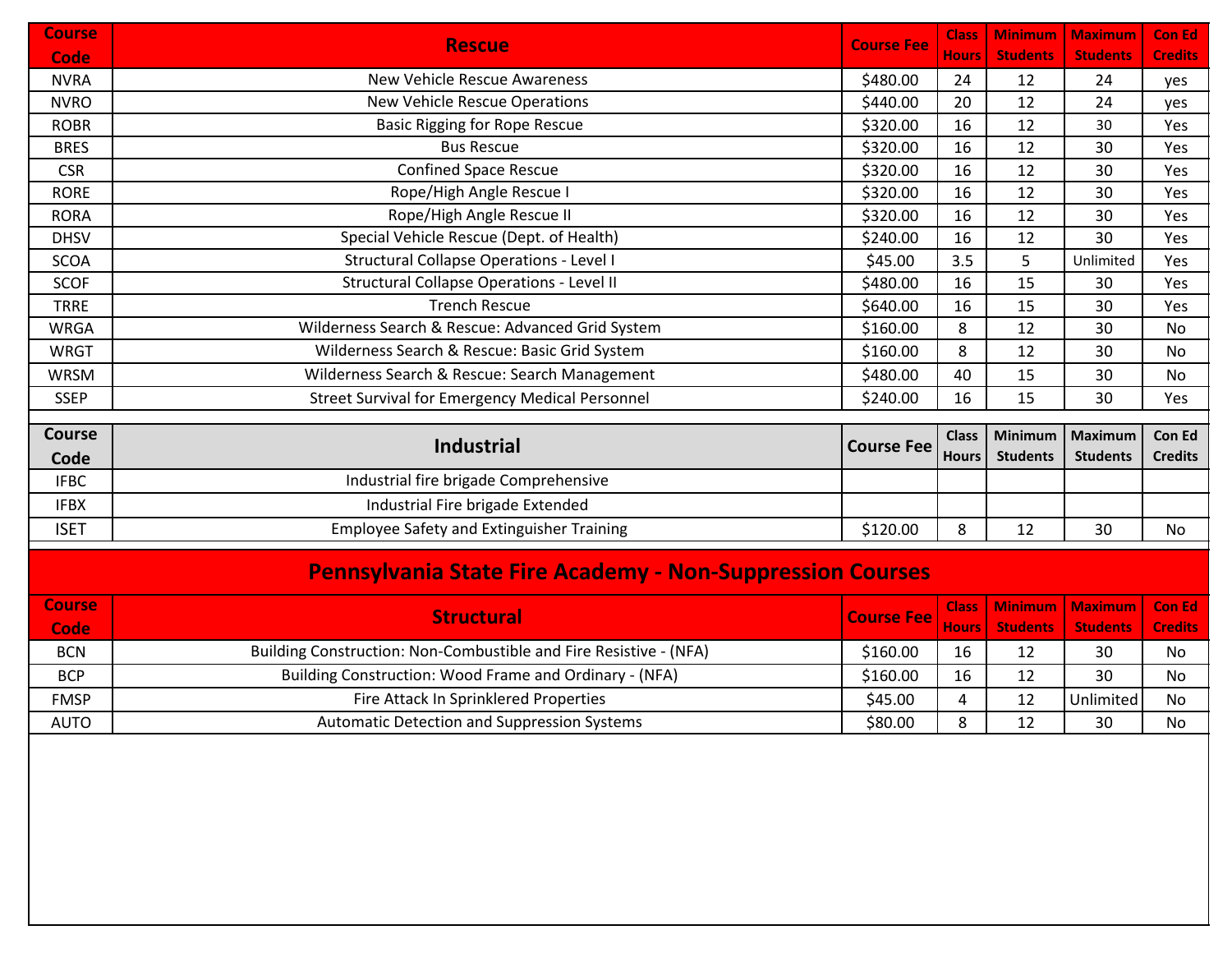| Course Code | Rescue | Course Fee | Class Hours | Minimum Students | Maximum Students | Con Ed Credits |
|---|---|---|---|---|---|---|
| NVRA | New Vehicle Rescue Awareness | $480.00 | 24 | 12 | 24 | yes |
| NVRO | New Vehicle Rescue Operations | $440.00 | 20 | 12 | 24 | yes |
| ROBR | Basic Rigging for Rope Rescue | $320.00 | 16 | 12 | 30 | Yes |
| BRES | Bus Rescue | $320.00 | 16 | 12 | 30 | Yes |
| CSR | Confined Space Rescue | $320.00 | 16 | 12 | 30 | Yes |
| RORE | Rope/High Angle Rescue I | $320.00 | 16 | 12 | 30 | Yes |
| RORA | Rope/High Angle Rescue II | $320.00 | 16 | 12 | 30 | Yes |
| DHSV | Special Vehicle Rescue (Dept. of Health) | $240.00 | 16 | 12 | 30 | Yes |
| SCOA | Structural Collapse Operations - Level I | $45.00 | 3.5 | 5 | Unlimited | Yes |
| SCOF | Structural Collapse Operations - Level II | $480.00 | 16 | 15 | 30 | Yes |
| TRRE | Trench Rescue | $640.00 | 16 | 15 | 30 | Yes |
| WRGA | Wilderness Search & Rescue: Advanced Grid System | $160.00 | 8 | 12 | 30 | No |
| WRGT | Wilderness Search & Rescue: Basic Grid System | $160.00 | 8 | 12 | 30 | No |
| WRSM | Wilderness Search & Rescue: Search Management | $480.00 | 40 | 15 | 30 | No |
| SSEP | Street Survival for Emergency Medical Personnel | $240.00 | 16 | 15 | 30 | Yes |

| Course Code | Industrial | Course Fee | Class Hours | Minimum Students | Maximum Students | Con Ed Credits |
|---|---|---|---|---|---|---|
| IFBC | Industrial fire brigade Comprehensive | | | | | |
| IFBX | Industrial Fire brigade Extended | | | | | |
| ISET | Employee Safety and Extinguisher Training | $120.00 | 8 | 12 | 30 | No |

## Pennsylvania State Fire Academy - Non-Suppression Courses

| Course Code | Structural | Course Fee | Class Hours | Minimum Students | Maximum Students | Con Ed Credits |
|---|---|---|---|---|---|---|
| BCN | Building Construction: Non-Combustible and Fire Resistive - (NFA) | $160.00 | 16 | 12 | 30 | No |
| BCP | Building Construction: Wood Frame and Ordinary - (NFA) | $160.00 | 16 | 12 | 30 | No |
| FMSP | Fire Attack In Sprinklered Properties | $45.00 | 4 | 12 | Unlimited | No |
| AUTO | Automatic Detection and Suppression Systems | $80.00 | 8 | 12 | 30 | No |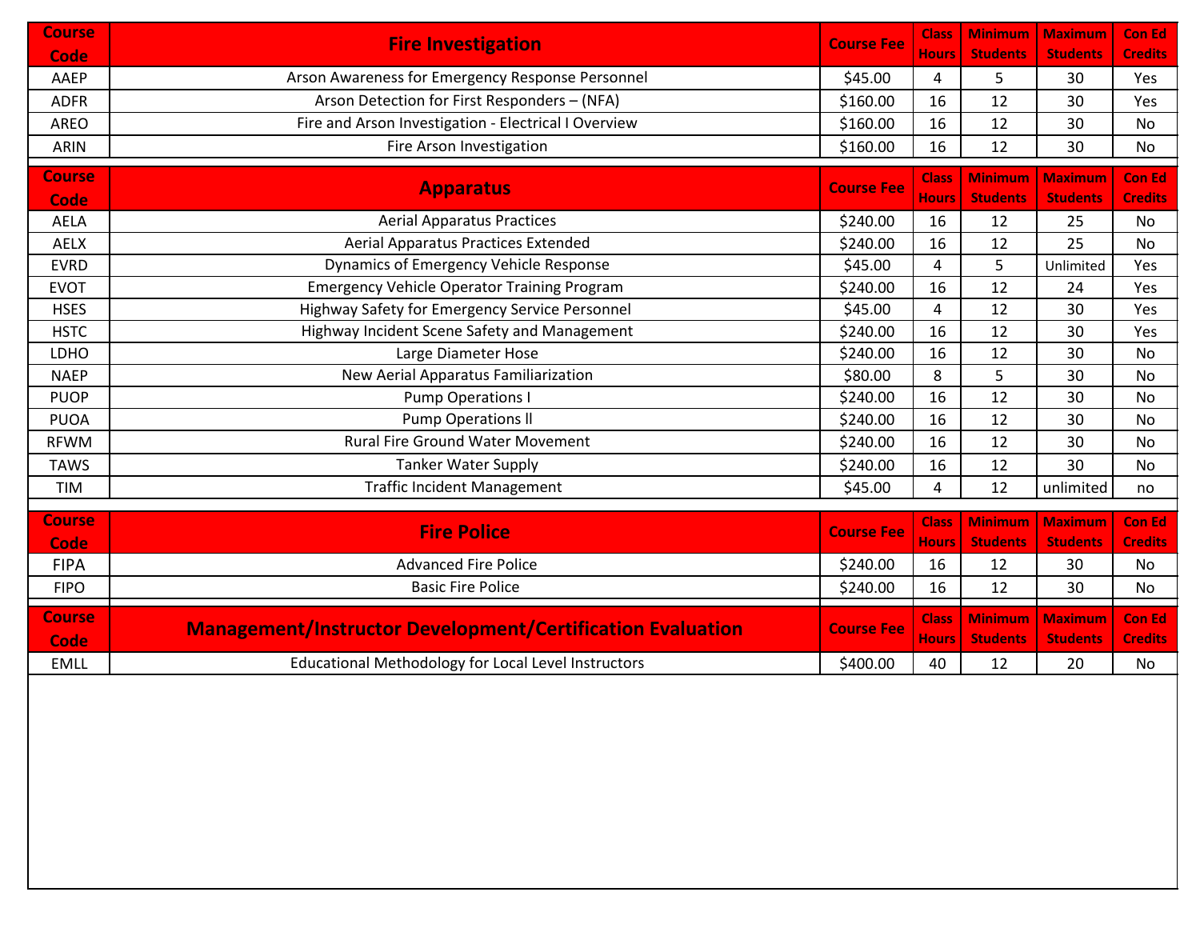| Course Code | Fire Investigation | Course Fee | Class Hours | Minimum Students | Maximum Students | Con Ed Credits |
|---|---|---|---|---|---|---|
| AAEP | Arson Awareness for Emergency Response Personnel | $45.00 | 4 | 5 | 30 | Yes |
| ADFR | Arson Detection for First Responders – (NFA) | $160.00 | 16 | 12 | 30 | Yes |
| AREO | Fire and Arson Investigation - Electrical I Overview | $160.00 | 16 | 12 | 30 | No |
| ARIN | Fire Arson Investigation | $160.00 | 16 | 12 | 30 | No |

| Course Code | Apparatus | Course Fee | Class Hours | Minimum Students | Maximum Students | Con Ed Credits |
|---|---|---|---|---|---|---|
| AELA | Aerial Apparatus Practices | $240.00 | 16 | 12 | 25 | No |
| AELX | Aerial Apparatus Practices Extended | $240.00 | 16 | 12 | 25 | No |
| EVRD | Dynamics of Emergency Vehicle Response | $45.00 | 4 | 5 | Unlimited | Yes |
| EVOT | Emergency Vehicle Operator Training Program | $240.00 | 16 | 12 | 24 | Yes |
| HSES | Highway Safety for Emergency Service Personnel | $45.00 | 4 | 12 | 30 | Yes |
| HSTC | Highway Incident Scene Safety and Management | $240.00 | 16 | 12 | 30 | Yes |
| LDHO | Large Diameter Hose | $240.00 | 16 | 12 | 30 | No |
| NAEP | New Aerial Apparatus Familiarization | $80.00 | 8 | 5 | 30 | No |
| PUOP | Pump Operations I | $240.00 | 16 | 12 | 30 | No |
| PUOA | Pump Operations ll | $240.00 | 16 | 12 | 30 | No |
| RFWM | Rural Fire Ground Water Movement | $240.00 | 16 | 12 | 30 | No |
| TAWS | Tanker Water Supply | $240.00 | 16 | 12 | 30 | No |
| TIM | Traffic Incident Management | $45.00 | 4 | 12 | unlimited | no |

| Course Code | Fire Police | Course Fee | Class Hours | Minimum Students | Maximum Students | Con Ed Credits |
|---|---|---|---|---|---|---|
| FIPA | Advanced Fire Police | $240.00 | 16 | 12 | 30 | No |
| FIPO | Basic Fire Police | $240.00 | 16 | 12 | 30 | No |

| Course Code | Management/Instructor Development/Certification Evaluation | Course Fee | Class Hours | Minimum Students | Maximum Students | Con Ed Credits |
|---|---|---|---|---|---|---|
| EMLL | Educational Methodology for Local Level Instructors | $400.00 | 40 | 12 | 20 | No |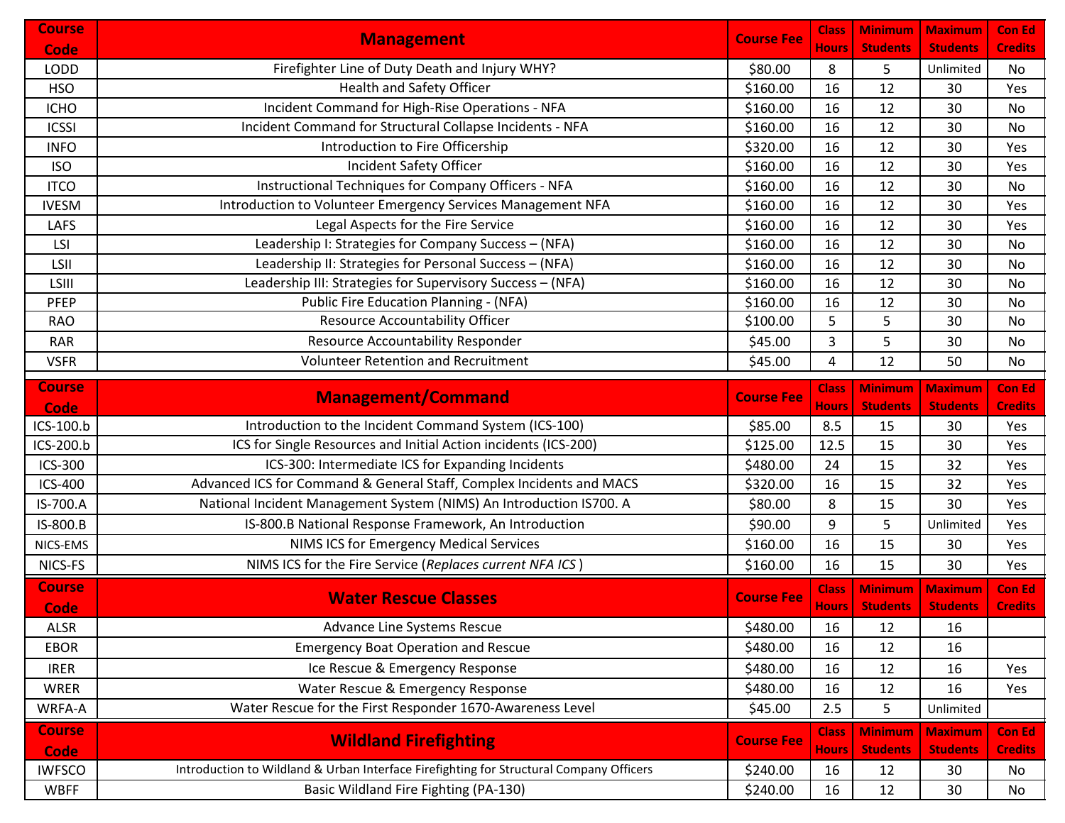| Course Code | Management | Course Fee | Class Hours | Minimum Students | Maximum Students | Con Ed Credits |
|---|---|---|---|---|---|---|
| LODD | Firefighter Line of Duty Death and Injury WHY? | $80.00 | 8 | 5 | Unlimited | No |
| HSO | Health and Safety Officer | $160.00 | 16 | 12 | 30 | Yes |
| ICHO | Incident Command for High-Rise Operations - NFA | $160.00 | 16 | 12 | 30 | No |
| ICSSI | Incident Command for Structural Collapse Incidents - NFA | $160.00 | 16 | 12 | 30 | No |
| INFO | Introduction to Fire Officership | $320.00 | 16 | 12 | 30 | Yes |
| ISO | Incident Safety Officer | $160.00 | 16 | 12 | 30 | Yes |
| ITCO | Instructional Techniques for Company Officers - NFA | $160.00 | 16 | 12 | 30 | No |
| IVESM | Introduction to Volunteer Emergency Services Management NFA | $160.00 | 16 | 12 | 30 | Yes |
| LAFS | Legal Aspects for the Fire Service | $160.00 | 16 | 12 | 30 | Yes |
| LSI | Leadership I: Strategies for Company Success – (NFA) | $160.00 | 16 | 12 | 30 | No |
| LSII | Leadership II: Strategies for Personal Success – (NFA) | $160.00 | 16 | 12 | 30 | No |
| LSIII | Leadership III: Strategies for Supervisory Success – (NFA) | $160.00 | 16 | 12 | 30 | No |
| PFEP | Public Fire Education Planning - (NFA) | $160.00 | 16 | 12 | 30 | No |
| RAO | Resource Accountability Officer | $100.00 | 5 | 5 | 30 | No |
| RAR | Resource Accountability Responder | $45.00 | 3 | 5 | 30 | No |
| VSFR | Volunteer Retention and Recruitment | $45.00 | 4 | 12 | 50 | No |

| Course Code | Management/Command | Course Fee | Class Hours | Minimum Students | Maximum Students | Con Ed Credits |
|---|---|---|---|---|---|---|
| ICS-100.b | Introduction to the Incident Command System (ICS-100) | $85.00 | 8.5 | 15 | 30 | Yes |
| ICS-200.b | ICS for Single Resources and Initial Action incidents (ICS-200) | $125.00 | 12.5 | 15 | 30 | Yes |
| ICS-300 | ICS-300: Intermediate ICS for Expanding Incidents | $480.00 | 24 | 15 | 32 | Yes |
| ICS-400 | Advanced ICS for Command & General Staff, Complex Incidents and MACS | $320.00 | 16 | 15 | 32 | Yes |
| IS-700.A | National Incident Management System (NIMS) An Introduction IS700. A | $80.00 | 8 | 15 | 30 | Yes |
| IS-800.B | IS-800.B National Response Framework, An Introduction | $90.00 | 9 | 5 | Unlimited | Yes |
| NICS-EMS | NIMS ICS for Emergency Medical Services | $160.00 | 16 | 15 | 30 | Yes |
| NICS-FS | NIMS ICS for the Fire Service (*Replaces current NFA ICS*) | $160.00 | 16 | 15 | 30 | Yes |

| Course Code | Water Rescue Classes | Course Fee | Class Hours | Minimum Students | Maximum Students | Con Ed Credits |
|---|---|---|---|---|---|---|
| ALSR | Advance Line Systems Rescue | $480.00 | 16 | 12 | 16 | |
| EBOR | Emergency Boat Operation and Rescue | $480.00 | 16 | 12 | 16 | |
| IRER | Ice Rescue & Emergency Response | $480.00 | 16 | 12 | 16 | Yes |
| WRER | Water Rescue & Emergency Response | $480.00 | 16 | 12 | 16 | Yes |
| WRFA-A | Water Rescue for the First Responder 1670-Awareness Level | $45.00 | 2.5 | 5 | Unlimited | |

| Course Code | Wildland Firefighting | Course Fee | Class Hours | Minimum Students | Maximum Students | Con Ed Credits |
|---|---|---|---|---|---|---|
| IWFSCO | Introduction to Wildland & Urban Interface Firefighting for Structural Company Officers | $240.00 | 16 | 12 | 30 | No |
| WBFF | Basic Wildland Fire Fighting (PA-130) | $240.00 | 16 | 12 | 30 | No |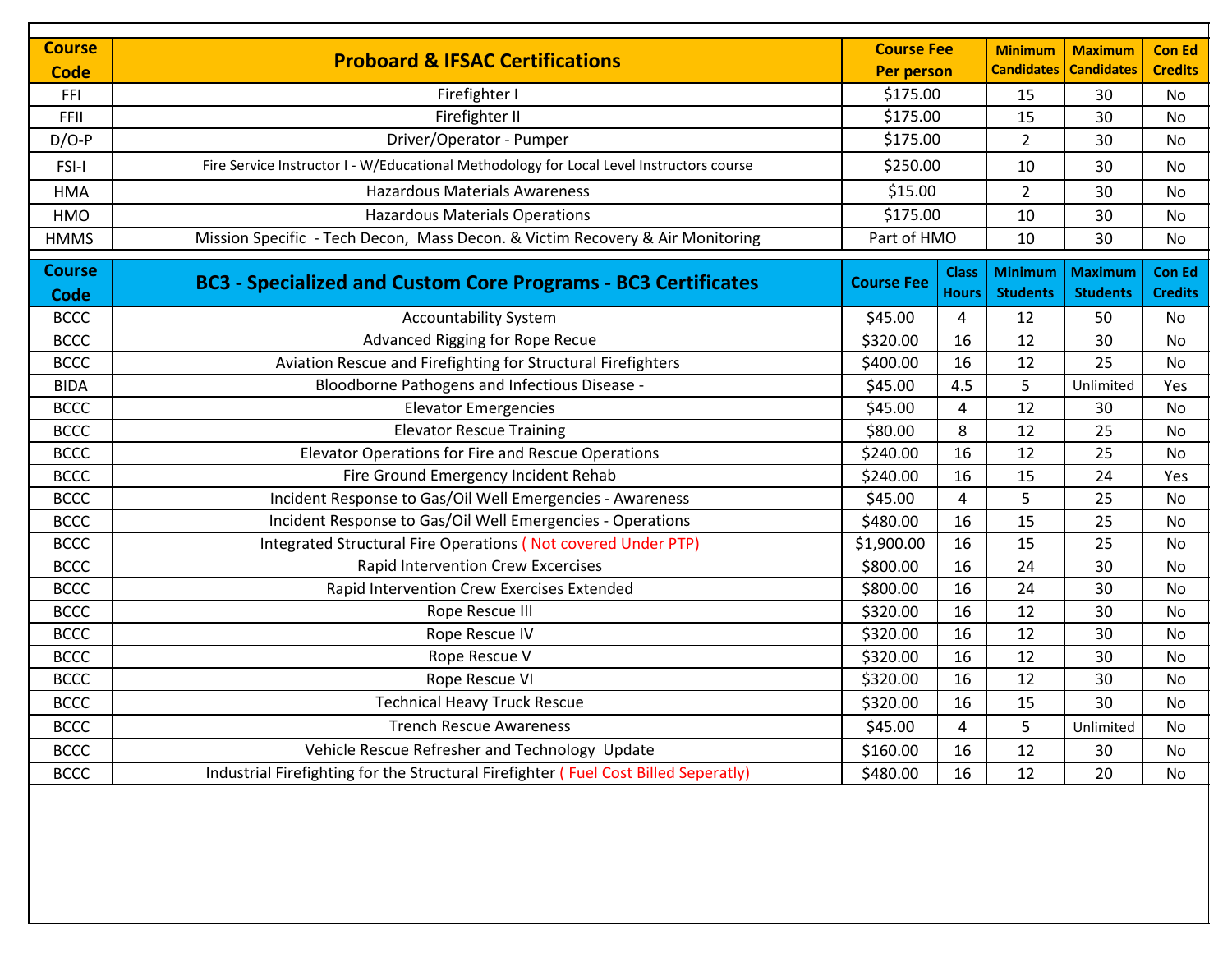| Course Code | Proboard & IFSAC Certifications | Course Fee Per person | Minimum Candidates | Maximum Candidates | Con Ed Credits |
|---|---|---|---|---|---|
| FFI | Firefighter I | $175.00 | 15 | 30 | No |
| FFII | Firefighter II | $175.00 | 15 | 30 | No |
| D/O-P | Driver/Operator - Pumper | $175.00 | 2 | 30 | No |
| FSI-I | Fire Service Instructor I - W/Educational Methodology for Local Level Instructors course | $250.00 | 10 | 30 | No |
| HMA | Hazardous Materials Awareness | $15.00 | 2 | 30 | No |
| HMO | Hazardous Materials Operations | $175.00 | 10 | 30 | No |
| HMMS | Mission Specific - Tech Decon, Mass Decon. & Victim Recovery & Air Monitoring | Part of HMO | 10 | 30 | No |

| Course Code | BC3 - Specialized and Custom Core Programs - BC3 Certificates | Course Fee | Class Hours | Minimum Students | Maximum Students | Con Ed Credits |
|---|---|---|---|---|---|---|
| BCCC | Accountability System | $45.00 | 4 | 12 | 50 | No |
| BCCC | Advanced Rigging for Rope Recue | $320.00 | 16 | 12 | 30 | No |
| BCCC | Aviation Rescue and Firefighting for Structural Firefighters | $400.00 | 16 | 12 | 25 | No |
| BIDA | Bloodborne Pathogens and Infectious Disease - | $45.00 | 4.5 | 5 | Unlimited | Yes |
| BCCC | Elevator Emergencies | $45.00 | 4 | 12 | 30 | No |
| BCCC | Elevator Rescue Training | $80.00 | 8 | 12 | 25 | No |
| BCCC | Elevator Operations for Fire and Rescue Operations | $240.00 | 16 | 12 | 25 | No |
| BCCC | Fire Ground Emergency Incident Rehab | $240.00 | 16 | 15 | 24 | Yes |
| BCCC | Incident Response to Gas/Oil Well Emergencies - Awareness | $45.00 | 4 | 5 | 25 | No |
| BCCC | Incident Response to Gas/Oil Well Emergencies - Operations | $480.00 | 16 | 15 | 25 | No |
| BCCC | Integrated Structural Fire Operations ( Not covered Under PTP) | $1,900.00 | 16 | 15 | 25 | No |
| BCCC | Rapid Intervention Crew Excercises | $800.00 | 16 | 24 | 30 | No |
| BCCC | Rapid Intervention Crew Exercises Extended | $800.00 | 16 | 24 | 30 | No |
| BCCC | Rope Rescue III | $320.00 | 16 | 12 | 30 | No |
| BCCC | Rope Rescue IV | $320.00 | 16 | 12 | 30 | No |
| BCCC | Rope Rescue V | $320.00 | 16 | 12 | 30 | No |
| BCCC | Rope Rescue VI | $320.00 | 16 | 12 | 30 | No |
| BCCC | Technical Heavy Truck Rescue | $320.00 | 16 | 15 | 30 | No |
| BCCC | Trench Rescue Awareness | $45.00 | 4 | 5 | Unlimited | No |
| BCCC | Vehicle Rescue Refresher and Technology Update | $160.00 | 16 | 12 | 30 | No |
| BCCC | Industrial Firefighting for the Structural Firefighter ( Fuel Cost Billed Seperatly) | $480.00 | 16 | 12 | 20 | No |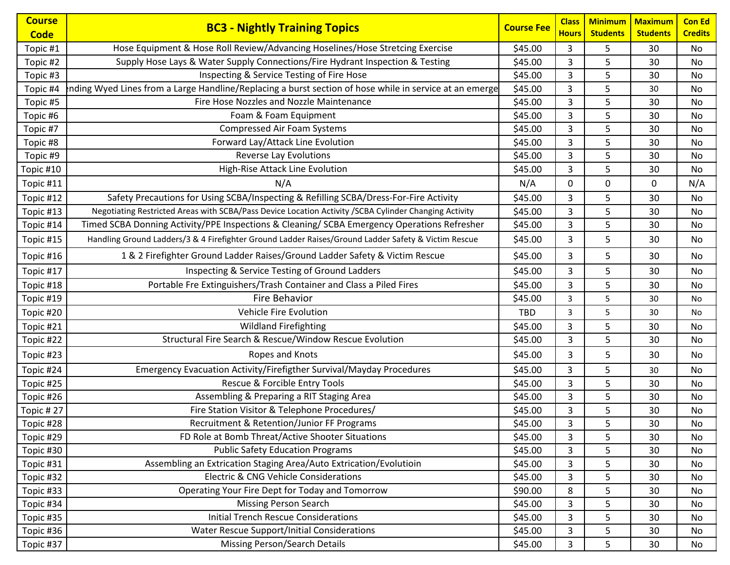| Course Code | BC3 - Nightly Training Topics | Course Fee | Class Hours | Minimum Students | Maximum Students | Con Ed Credits |
|---|---|---|---|---|---|---|
| Topic #1 | Hose Equipment & Hose Roll Review/Advancing Hoselines/Hose Stretcing Exercise | $45.00 | 3 | 5 | 30 | No |
| Topic #2 | Supply Hose Lays & Water Supply Connections/Fire Hydrant Inspection & Testing | $45.00 | 3 | 5 | 30 | No |
| Topic #3 | Inspecting & Service Testing of Fire Hose | $45.00 | 3 | 5 | 30 | No |
| Topic #4 | nding Wyed Lines from a Large Handline/Replacing a burst section of hose while in service at an emerge | $45.00 | 3 | 5 | 30 | No |
| Topic #5 | Fire Hose Nozzles and Nozzle Maintenance | $45.00 | 3 | 5 | 30 | No |
| Topic #6 | Foam & Foam Equipment | $45.00 | 3 | 5 | 30 | No |
| Topic #7 | Compressed Air Foam Systems | $45.00 | 3 | 5 | 30 | No |
| Topic #8 | Forward Lay/Attack Line Evolution | $45.00 | 3 | 5 | 30 | No |
| Topic #9 | Reverse Lay Evolutions | $45.00 | 3 | 5 | 30 | No |
| Topic #10 | High-Rise Attack Line Evolution | $45.00 | 3 | 5 | 30 | No |
| Topic #11 | N/A | N/A | 0 | 0 | 0 | N/A |
| Topic #12 | Safety Precautions for Using SCBA/Inspecting & Refilling SCBA/Dress-For-Fire Activity | $45.00 | 3 | 5 | 30 | No |
| Topic #13 | Negotiating Restricted Areas with SCBA/Pass Device Location Activity /SCBA Cylinder Changing Activity | $45.00 | 3 | 5 | 30 | No |
| Topic #14 | Timed SCBA Donning Activity/PPE Inspections & Cleaning/ SCBA Emergency Operations Refresher | $45.00 | 3 | 5 | 30 | No |
| Topic #15 | Handling Ground Ladders/3 & 4 Firefighter Ground Ladder Raises/Ground Ladder Safety & Victim Rescue | $45.00 | 3 | 5 | 30 | No |
| Topic #16 | 1 & 2 Firefighter Ground Ladder Raises/Ground Ladder Safety & Victim Rescue | $45.00 | 3 | 5 | 30 | No |
| Topic #17 | Inspecting & Service Testing of Ground Ladders | $45.00 | 3 | 5 | 30 | No |
| Topic #18 | Portable Fre Extinguishers/Trash Container and Class a Piled Fires | $45.00 | 3 | 5 | 30 | No |
| Topic #19 | Fire Behavior | $45.00 | 3 | 5 | 30 | No |
| Topic #20 | Vehicle Fire Evolution | TBD | 3 | 5 | 30 | No |
| Topic #21 | Wildland Firefighting | $45.00 | 3 | 5 | 30 | No |
| Topic #22 | Structural Fire Search & Rescue/Window Rescue Evolution | $45.00 | 3 | 5 | 30 | No |
| Topic #23 | Ropes and Knots | $45.00 | 3 | 5 | 30 | No |
| Topic #24 | Emergency Evacuation Activity/Firefigther Survival/Mayday Procedures | $45.00 | 3 | 5 | 30 | No |
| Topic #25 | Rescue & Forcible Entry Tools | $45.00 | 3 | 5 | 30 | No |
| Topic #26 | Assembling & Preparing a RIT Staging Area | $45.00 | 3 | 5 | 30 | No |
| Topic # 27 | Fire Station Visitor & Telephone Procedures/ | $45.00 | 3 | 5 | 30 | No |
| Topic #28 | Recruitment & Retention/Junior FF Programs | $45.00 | 3 | 5 | 30 | No |
| Topic #29 | FD Role at Bomb Threat/Active Shooter Situations | $45.00 | 3 | 5 | 30 | No |
| Topic #30 | Public Safety Education Programs | $45.00 | 3 | 5 | 30 | No |
| Topic #31 | Assembling an Extrication Staging Area/Auto Extrication/Evolutioin | $45.00 | 3 | 5 | 30 | No |
| Topic #32 | Electric & CNG Vehicle Considerations | $45.00 | 3 | 5 | 30 | No |
| Topic #33 | Operating Your Fire Dept for Today and Tomorrow | $90.00 | 8 | 5 | 30 | No |
| Topic #34 | Missing Person Search | $45.00 | 3 | 5 | 30 | No |
| Topic #35 | Initial Trench Rescue Considerations | $45.00 | 3 | 5 | 30 | No |
| Topic #36 | Water Rescue Support/Initial Considerations | $45.00 | 3 | 5 | 30 | No |
| Topic #37 | Missing Person/Search Details | $45.00 | 3 | 5 | 30 | No |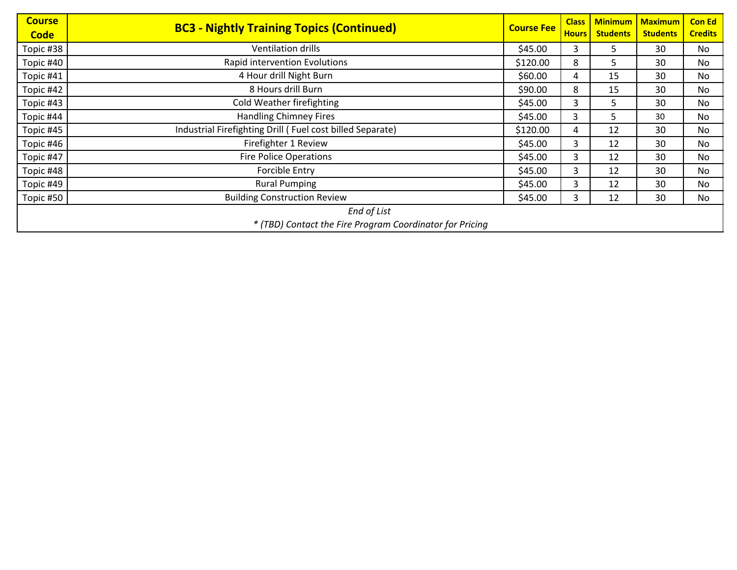| Course Code | BC3 - Nightly Training Topics (Continued) | Course Fee | Class Hours | Minimum Students | Maximum Students | Con Ed Credits |
|---|---|---|---|---|---|---|
| Topic #38 | Ventilation drills | $45.00 | 3 | 5 | 30 | No |
| Topic #40 | Rapid intervention Evolutions | $120.00 | 8 | 5 | 30 | No |
| Topic #41 | 4 Hour drill Night Burn | $60.00 | 4 | 15 | 30 | No |
| Topic #42 | 8 Hours drill Burn | $90.00 | 8 | 15 | 30 | No |
| Topic #43 | Cold Weather firefighting | $45.00 | 3 | 5 | 30 | No |
| Topic #44 | Handling Chimney Fires | $45.00 | 3 | 5 | 30 | No |
| Topic #45 | Industrial Firefighting Drill ( Fuel cost billed Separate) | $120.00 | 4 | 12 | 30 | No |
| Topic #46 | Firefighter 1 Review | $45.00 | 3 | 12 | 30 | No |
| Topic #47 | Fire Police Operations | $45.00 | 3 | 12 | 30 | No |
| Topic #48 | Forcible Entry | $45.00 | 3 | 12 | 30 | No |
| Topic #49 | Rural Pumping | $45.00 | 3 | 12 | 30 | No |
| Topic #50 | Building Construction Review | $45.00 | 3 | 12 | 30 | No |

*End of List*

*\* (TBD) Contact the Fire Program Coordinator for Pricing*